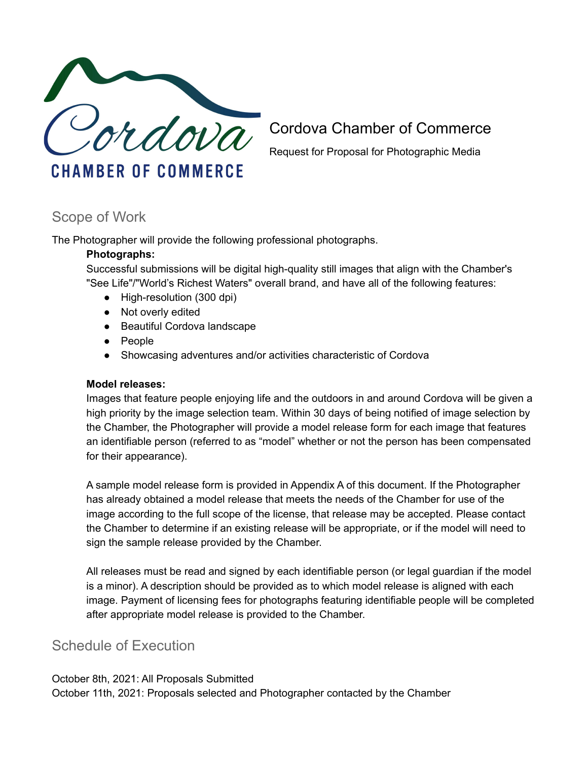Cordova Chamber of Commerce

Request for Proposal for Photographic Media

## Scope of Work

The Photographer will provide the following professional photographs.

**Photographs:**

Successful submissions will be digital high-quality still images that align with the Chamber's "See Life"/"World's Richest Waters" overall brand, and have all of the following features:

- High-resolution (300 dpi)
- Not overly edited
- Beautiful Cordova landscape
- People
- Showcasing adventures and/or activities characteristic of Cordova

**Model releases:**

Images that feature people enjoying life and the outdoors in and around Cordova will be given a high priority by the image selection team. Within 30 days of being notified of image selection by the Chamber, the Photographer will provide a model release form for each image that features an identifiable person (referred to as "model" whether or not the person has been compensated for their appearance).

A sample model release form is provided in Appendix A of this document. If the Photographer has already obtained a model release that meets the needs of the Chamber for use of the image according to the full scope of the license, that release may be accepted. Please contact the Chamber to determine if an existing release will be appropriate, or if the model will need to sign the sample release provided by the Chamber.

All releases must be read and signed by each identifiable person (or legal guardian if the model is a minor). A description should be provided as to which model release is aligned with each image. Payment of licensing fees for photographs featuring identifiable people will be completed after appropriate model release is provided to the Chamber.

## Schedule of Execution

October 8th, 2021: All Proposals Submitted
October 11th, 2021: Proposals selected and Photographer contacted by the Chamber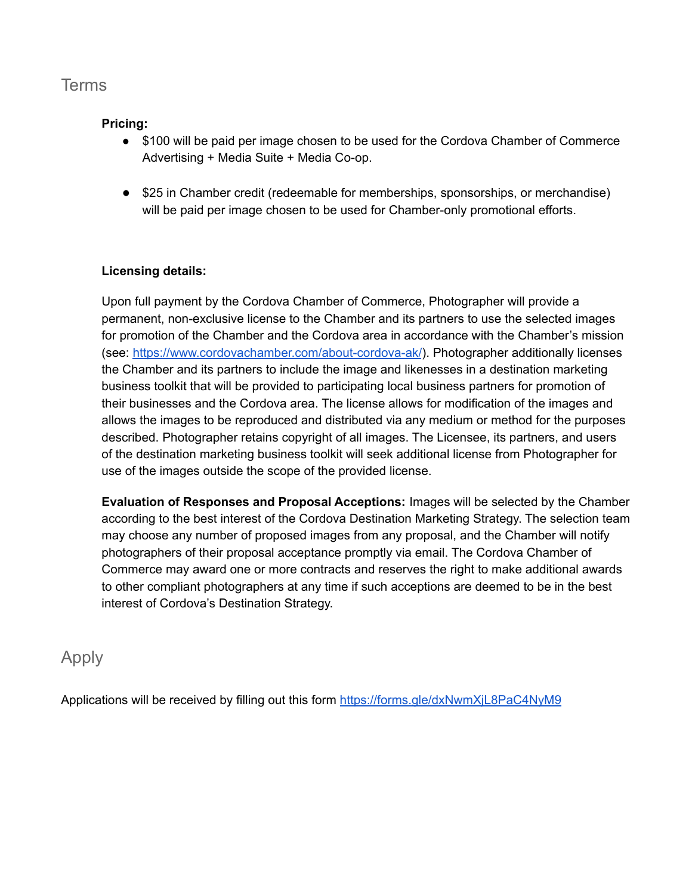## Terms

**Pricing:**

- $100 will be paid per image chosen to be used for the Cordova Chamber of Commerce Advertising + Media Suite + Media Co-op.

- $25 in Chamber credit (redeemable for memberships, sponsorships, or merchandise) will be paid per image chosen to be used for Chamber-only promotional efforts.

**Licensing details:**

Upon full payment by the Cordova Chamber of Commerce, Photographer will provide a permanent, non-exclusive license to the Chamber and its partners to use the selected images for promotion of the Chamber and the Cordova area in accordance with the Chamber's mission (see: https://www.cordovachamber.com/about-cordova-ak/). Photographer additionally licenses the Chamber and its partners to include the image and likenesses in a destination marketing business toolkit that will be provided to participating local business partners for promotion of their businesses and the Cordova area. The license allows for modification of the images and allows the images to be reproduced and distributed via any medium or method for the purposes described. Photographer retains copyright of all images. The Licensee, its partners, and users of the destination marketing business toolkit will seek additional license from Photographer for use of the images outside the scope of the provided license.

**Evaluation of Responses and Proposal Acceptions:** Images will be selected by the Chamber according to the best interest of the Cordova Destination Marketing Strategy. The selection team may choose any number of proposed images from any proposal, and the Chamber will notify photographers of their proposal acceptance promptly via email. The Cordova Chamber of Commerce may award one or more contracts and reserves the right to make additional awards to other compliant photographers at any time if such acceptions are deemed to be in the best interest of Cordova's Destination Strategy.

## Apply

Applications will be received by filling out this form https://forms.gle/dxNwmXjL8PaC4NyM9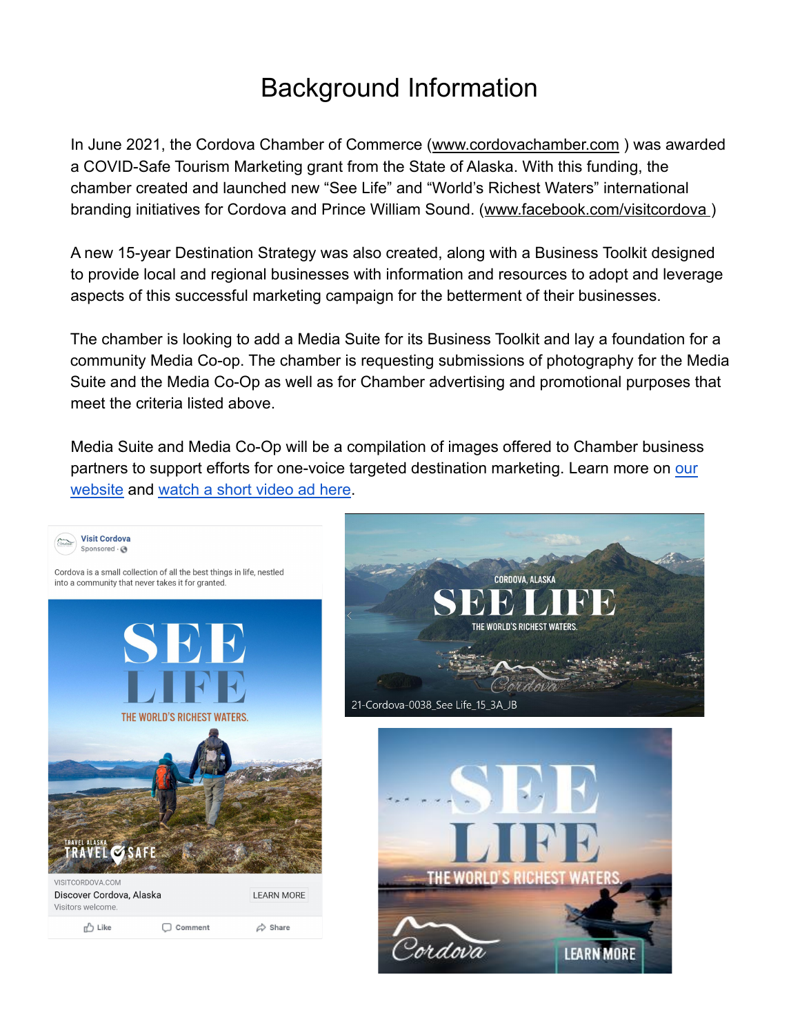# Background Information

In June 2021, the Cordova Chamber of Commerce (www.cordovachamber.com ) was awarded a COVID-Safe Tourism Marketing grant from the State of Alaska. With this funding, the chamber created and launched new “See Life” and “World’s Richest Waters” international branding initiatives for Cordova and Prince William Sound. (www.facebook.com/visitcordova )

A new 15-year Destination Strategy was also created, along with a Business Toolkit designed to provide local and regional businesses with information and resources to adopt and leverage aspects of this successful marketing campaign for the betterment of their businesses.

The chamber is looking to add a Media Suite for its Business Toolkit and lay a foundation for a community Media Co-op. The chamber is requesting submissions of photography for the Media Suite and the Media Co-Op as well as for Chamber advertising and promotional purposes that meet the criteria listed above.

Media Suite and Media Co-Op will be a compilation of images offered to Chamber business partners to support efforts for one-voice targeted destination marketing. Learn more on our website and watch a short video ad here.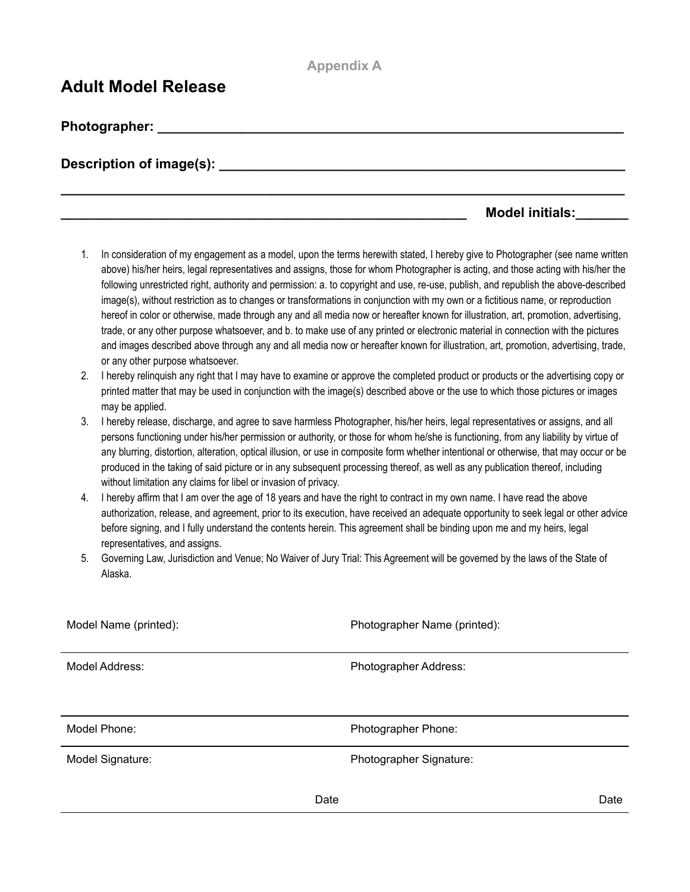Appendix A

# Adult Model Release

**Photographer: ___________________________________________________________**

**Description of image(s): _____________________________________________________**

**____________________________________________________________________________**

**_______________________________________________________ Model initials:_______**

1. In consideration of my engagement as a model, upon the terms herewith stated, I hereby give to Photographer (see name written above) his/her heirs, legal representatives and assigns, those for whom Photographer is acting, and those acting with his/her the following unrestricted right, authority and permission: a. to copyright and use, re-use, publish, and republish the above-described image(s), without restriction as to changes or transformations in conjunction with my own or a fictitious name, or reproduction hereof in color or otherwise, made through any and all media now or hereafter known for illustration, art, promotion, advertising, trade, or any other purpose whatsoever, and b. to make use of any printed or electronic material in connection with the pictures and images described above through any and all media now or hereafter known for illustration, art, promotion, advertising, trade, or any other purpose whatsoever.
2. I hereby relinquish any right that I may have to examine or approve the completed product or products or the advertising copy or printed matter that may be used in conjunction with the image(s) described above or the use to which those pictures or images may be applied.
3. I hereby release, discharge, and agree to save harmless Photographer, his/her heirs, legal representatives or assigns, and all persons functioning under his/her permission or authority, or those for whom he/she is functioning, from any liability by virtue of any blurring, distortion, alteration, optical illusion, or use in composite form whether intentional or otherwise, that may occur or be produced in the taking of said picture or in any subsequent processing thereof, as well as any publication thereof, including without limitation any claims for libel or invasion of privacy.
4. I hereby affirm that I am over the age of 18 years and have the right to contract in my own name. I have read the above authorization, release, and agreement, prior to its execution, have received an adequate opportunity to seek legal or other advice before signing, and I fully understand the contents herein. This agreement shall be binding upon me and my heirs, legal representatives, and assigns.
5. Governing Law, Jurisdiction and Venue; No Waiver of Jury Trial: This Agreement will be governed by the laws of the State of Alaska.

| | |
|---|---|
| Model Name (printed): | Photographer Name (printed): |
| Model Address: | Photographer Address: |
| Model Phone: | Photographer Phone: |
| Model Signature: Date | Photographer Signature: Date |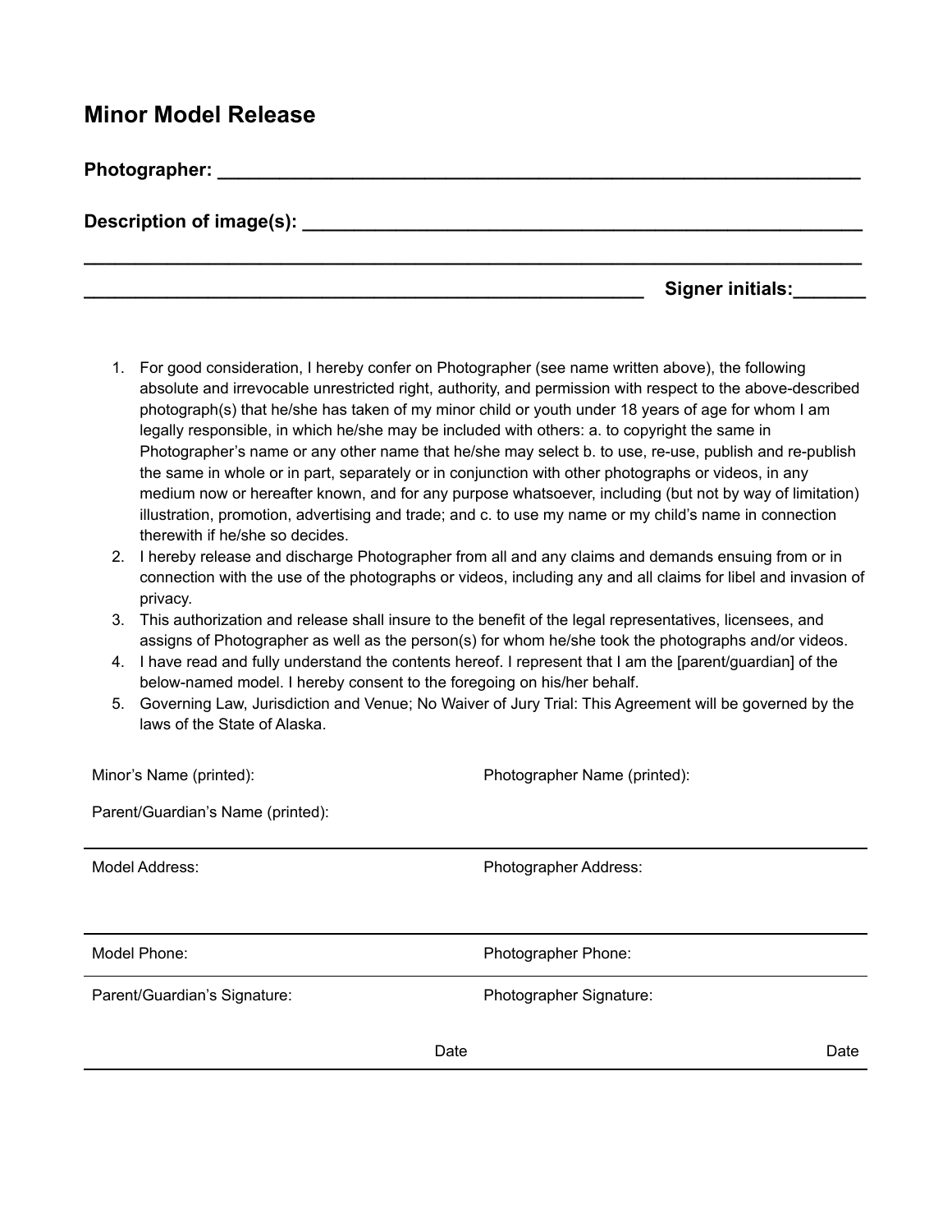## Minor Model Release

**Photographer: ______________________________________________________________**

**Description of image(s): ______________________________________________________**

**_____________________________________________________________________________**

**____________________________________________________ Signer initials:_______**

1. For good consideration, I hereby confer on Photographer (see name written above), the following absolute and irrevocable unrestricted right, authority, and permission with respect to the above-described photograph(s) that he/she has taken of my minor child or youth under 18 years of age for whom I am legally responsible, in which he/she may be included with others: a. to copyright the same in Photographer's name or any other name that he/she may select b. to use, re-use, publish and re-publish the same in whole or in part, separately or in conjunction with other photographs or videos, in any medium now or hereafter known, and for any purpose whatsoever, including (but not by way of limitation) illustration, promotion, advertising and trade; and c. to use my name or my child's name in connection therewith if he/she so decides.
2. I hereby release and discharge Photographer from all and any claims and demands ensuing from or in connection with the use of the photographs or videos, including any and all claims for libel and invasion of privacy.
3. This authorization and release shall insure to the benefit of the legal representatives, licensees, and assigns of Photographer as well as the person(s) for whom he/she took the photographs and/or videos.
4. I have read and fully understand the contents hereof. I represent that I am the [parent/guardian] of the below-named model. I hereby consent to the foregoing on his/her behalf.
5. Governing Law, Jurisdiction and Venue; No Waiver of Jury Trial: This Agreement will be governed by the laws of the State of Alaska.

| | |
|---|---|
| Minor's Name (printed):<br><br>Parent/Guardian's Name (printed): | Photographer Name (printed): |
| Model Address: | Photographer Address: |
| Model Phone: | Photographer Phone: |
| Parent/Guardian's Signature:<br><br>Date | Photographer Signature:<br><br>Date |